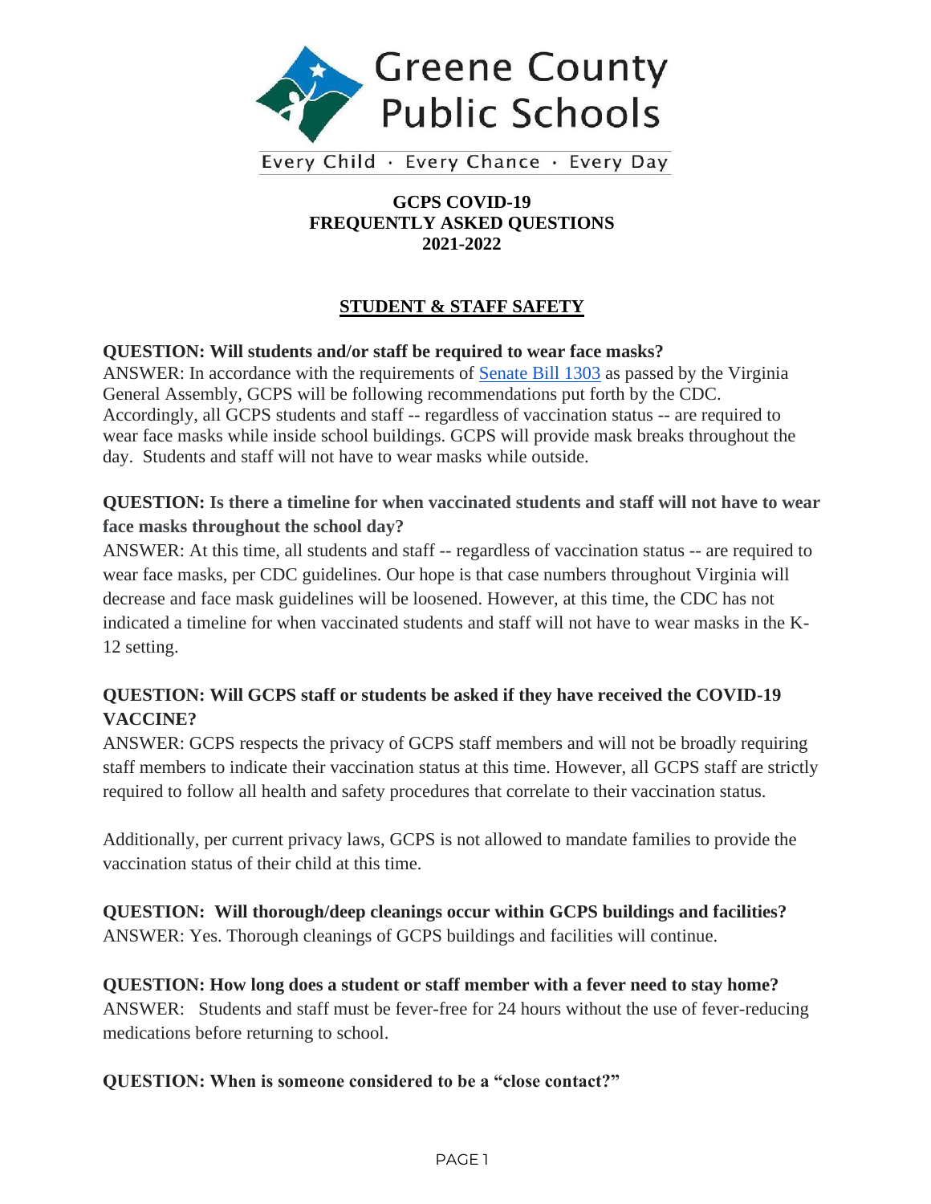Greene County Public Schools

Every Child · Every Chance · Every Day

# GCPS COVID-19 FREQUENTLY ASKED QUESTIONS 2021-2022

## STUDENT & STAFF SAFETY

**QUESTION: Will students and/or staff be required to wear face masks?**
ANSWER: In accordance with the requirements of [Senate Bill 1303] as passed by the Virginia General Assembly, GCPS will be following recommendations put forth by the CDC. Accordingly, all GCPS students and staff -- regardless of vaccination status -- are required to wear face masks while inside school buildings. GCPS will provide mask breaks throughout the day. Students and staff will not have to wear masks while outside.

**QUESTION: Is there a timeline for when vaccinated students and staff will not have to wear face masks throughout the school day?**
ANSWER: At this time, all students and staff -- regardless of vaccination status -- are required to wear face masks, per CDC guidelines. Our hope is that case numbers throughout Virginia will decrease and face mask guidelines will be loosened. However, at this time, the CDC has not indicated a timeline for when vaccinated students and staff will not have to wear masks in the K-12 setting.

**QUESTION: Will GCPS staff or students be asked if they have received the COVID-19 VACCINE?**
ANSWER: GCPS respects the privacy of GCPS staff members and will not be broadly requiring staff members to indicate their vaccination status at this time. However, all GCPS staff are strictly required to follow all health and safety procedures that correlate to their vaccination status.

Additionally, per current privacy laws, GCPS is not allowed to mandate families to provide the vaccination status of their child at this time.

**QUESTION: Will thorough/deep cleanings occur within GCPS buildings and facilities?**
ANSWER: Yes. Thorough cleanings of GCPS buildings and facilities will continue.

**QUESTION: How long does a student or staff member with a fever need to stay home?**
ANSWER: Students and staff must be fever-free for 24 hours without the use of fever-reducing medications before returning to school.

**QUESTION: When is someone considered to be a "close contact?"**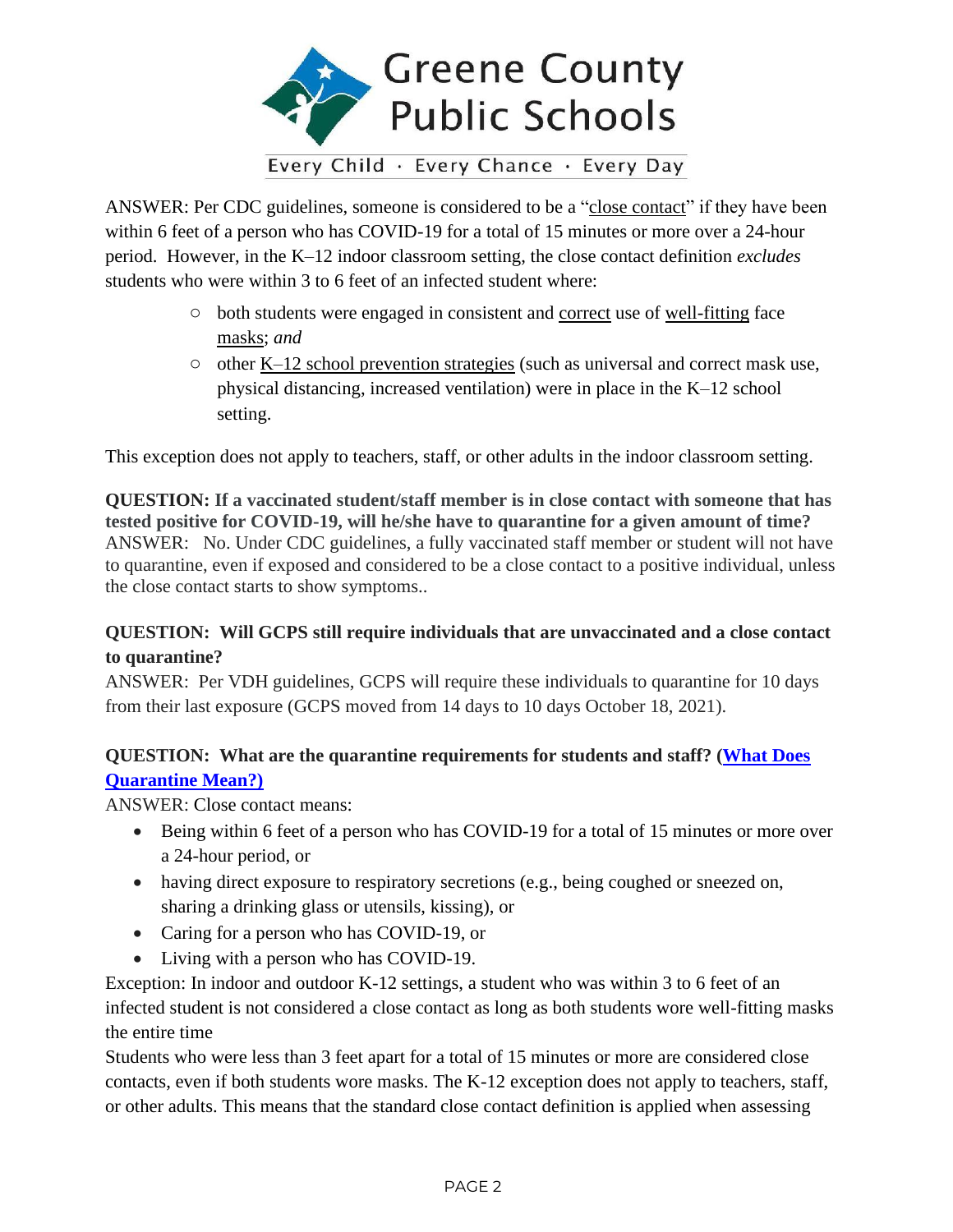ANSWER: Per CDC guidelines, someone is considered to be a "close contact" if they have been within 6 feet of a person who has COVID-19 for a total of 15 minutes or more over a 24-hour period. However, in the K–12 indoor classroom setting, the close contact definition *excludes* students who were within 3 to 6 feet of an infected student where:

- both students were engaged in consistent and correct use of well-fitting face masks; *and*
- other K–12 school prevention strategies (such as universal and correct mask use, physical distancing, increased ventilation) were in place in the K–12 school setting.

This exception does not apply to teachers, staff, or other adults in the indoor classroom setting.

**QUESTION: If a vaccinated student/staff member is in close contact with someone that has tested positive for COVID-19, will he/she have to quarantine for a given amount of time?**
ANSWER: No. Under CDC guidelines, a fully vaccinated staff member or student will not have to quarantine, even if exposed and considered to be a close contact to a positive individual, unless the close contact starts to show symptoms..

**QUESTION: Will GCPS still require individuals that are unvaccinated and a close contact to quarantine?**
ANSWER: Per VDH guidelines, GCPS will require these individuals to quarantine for 10 days from their last exposure (GCPS moved from 14 days to 10 days October 18, 2021).

**QUESTION: What are the quarantine requirements for students and staff? (What Does Quarantine Mean?)**
ANSWER: Close contact means:

- Being within 6 feet of a person who has COVID-19 for a total of 15 minutes or more over a 24-hour period, or
- having direct exposure to respiratory secretions (e.g., being coughed or sneezed on, sharing a drinking glass or utensils, kissing), or
- Caring for a person who has COVID-19, or
- Living with a person who has COVID-19.

Exception: In indoor and outdoor K-12 settings, a student who was within 3 to 6 feet of an infected student is not considered a close contact as long as both students wore well-fitting masks the entire time

Students who were less than 3 feet apart for a total of 15 minutes or more are considered close contacts, even if both students wore masks. The K-12 exception does not apply to teachers, staff, or other adults. This means that the standard close contact definition is applied when assessing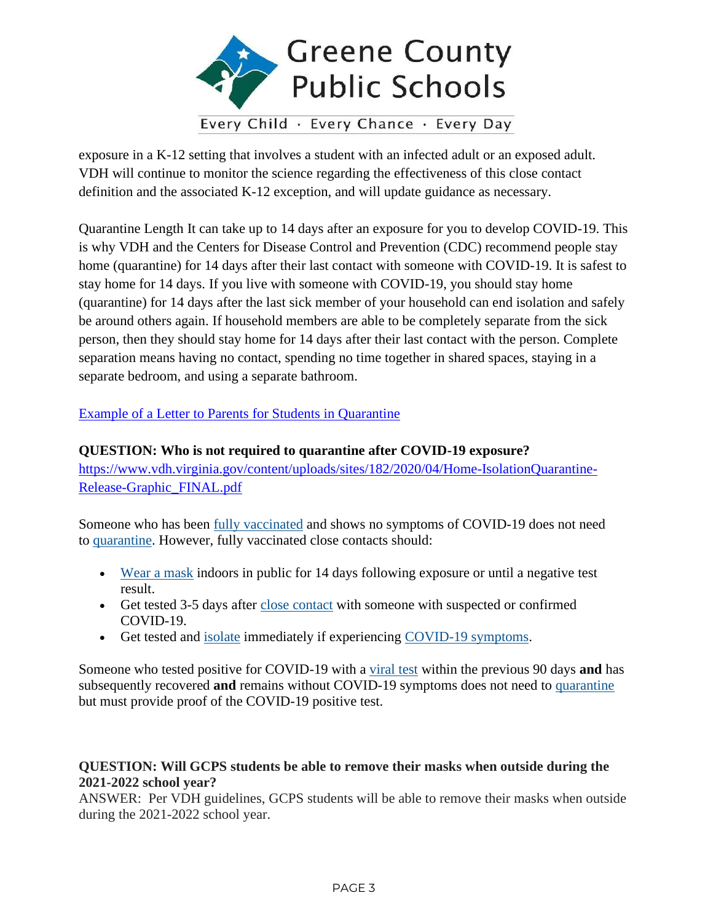exposure in a K-12 setting that involves a student with an infected adult or an exposed adult. VDH will continue to monitor the science regarding the effectiveness of this close contact definition and the associated K-12 exception, and will update guidance as necessary.

Quarantine Length It can take up to 14 days after an exposure for you to develop COVID-19. This is why VDH and the Centers for Disease Control and Prevention (CDC) recommend people stay home (quarantine) for 14 days after their last contact with someone with COVID-19. It is safest to stay home for 14 days. If you live with someone with COVID-19, you should stay home (quarantine) for 14 days after the last sick member of your household can end isolation and safely be around others again. If household members are able to be completely separate from the sick person, then they should stay home for 14 days after their last contact with the person. Complete separation means having no contact, spending no time together in shared spaces, staying in a separate bedroom, and using a separate bathroom.

Example of a Letter to Parents for Students in Quarantine

**QUESTION: Who is not required to quarantine after COVID-19 exposure?**
https://www.vdh.virginia.gov/content/uploads/sites/182/2020/04/Home-IsolationQuarantine-Release-Graphic_FINAL.pdf

Someone who has been fully vaccinated and shows no symptoms of COVID-19 does not need to quarantine. However, fully vaccinated close contacts should:

- Wear a mask indoors in public for 14 days following exposure or until a negative test result.
- Get tested 3-5 days after close contact with someone with suspected or confirmed COVID-19.
- Get tested and isolate immediately if experiencing COVID-19 symptoms.

Someone who tested positive for COVID-19 with a viral test within the previous 90 days **and** has subsequently recovered **and** remains without COVID-19 symptoms does not need to quarantine but must provide proof of the COVID-19 positive test.

**QUESTION: Will GCPS students be able to remove their masks when outside during the 2021-2022 school year?**
ANSWER: Per VDH guidelines, GCPS students will be able to remove their masks when outside during the 2021-2022 school year.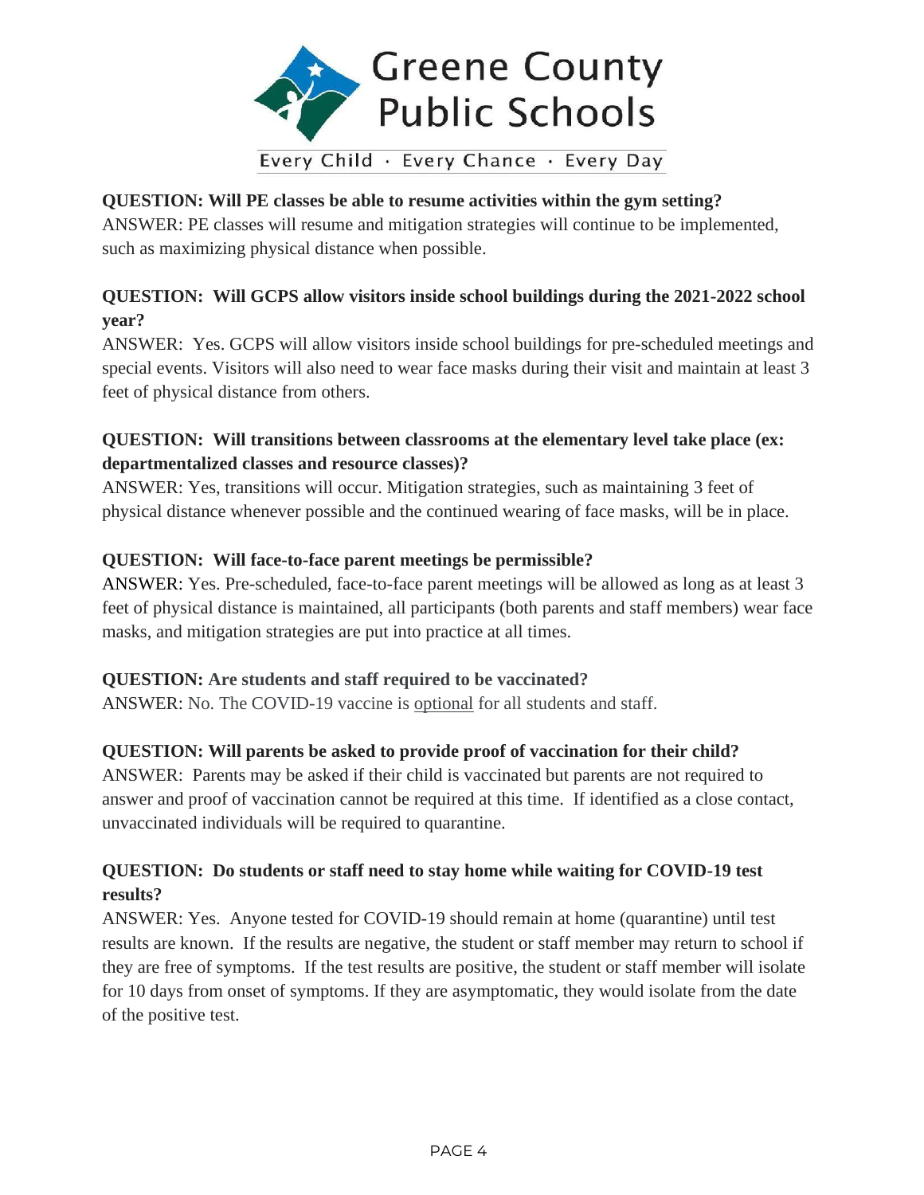**QUESTION: Will PE classes be able to resume activities within the gym setting?**
ANSWER: PE classes will resume and mitigation strategies will continue to be implemented, such as maximizing physical distance when possible.

**QUESTION: Will GCPS allow visitors inside school buildings during the 2021-2022 school year?**
ANSWER: Yes. GCPS will allow visitors inside school buildings for pre-scheduled meetings and special events. Visitors will also need to wear face masks during their visit and maintain at least 3 feet of physical distance from others.

**QUESTION: Will transitions between classrooms at the elementary level take place (ex: departmentalized classes and resource classes)?**
ANSWER: Yes, transitions will occur. Mitigation strategies, such as maintaining 3 feet of physical distance whenever possible and the continued wearing of face masks, will be in place.

**QUESTION: Will face-to-face parent meetings be permissible?**
ANSWER: Yes. Pre-scheduled, face-to-face parent meetings will be allowed as long as at least 3 feet of physical distance is maintained, all participants (both parents and staff members) wear face masks, and mitigation strategies are put into practice at all times.

**QUESTION: Are students and staff required to be vaccinated?**
ANSWER: No. The COVID-19 vaccine is optional for all students and staff.

**QUESTION: Will parents be asked to provide proof of vaccination for their child?**
ANSWER: Parents may be asked if their child is vaccinated but parents are not required to answer and proof of vaccination cannot be required at this time. If identified as a close contact, unvaccinated individuals will be required to quarantine.

**QUESTION: Do students or staff need to stay home while waiting for COVID-19 test results?**
ANSWER: Yes. Anyone tested for COVID-19 should remain at home (quarantine) until test results are known. If the results are negative, the student or staff member may return to school if they are free of symptoms. If the test results are positive, the student or staff member will isolate for 10 days from onset of symptoms. If they are asymptomatic, they would isolate from the date of the positive test.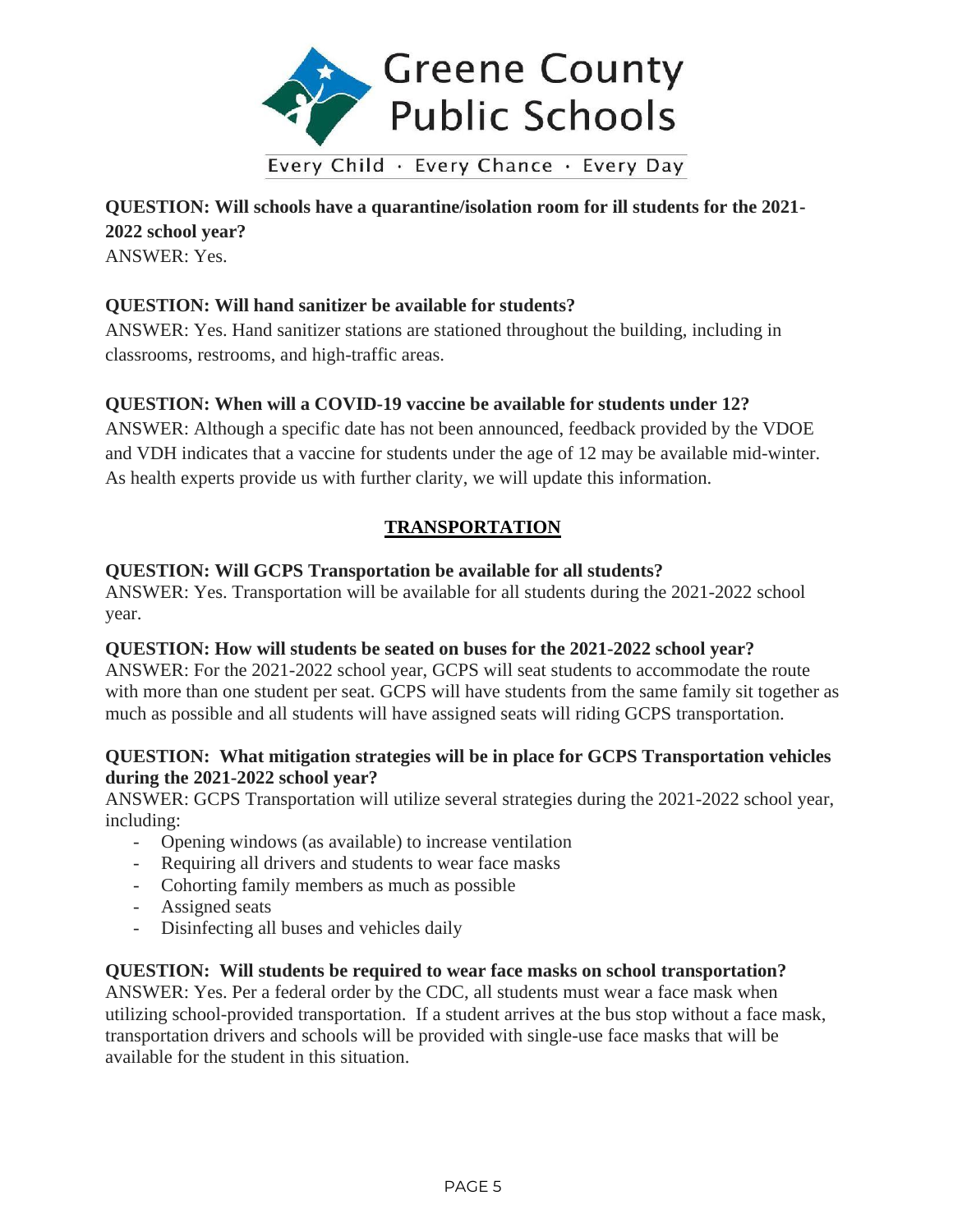**QUESTION: Will schools have a quarantine/isolation room for ill students for the 2021-2022 school year?**
ANSWER: Yes.

**QUESTION: Will hand sanitizer be available for students?**
ANSWER: Yes. Hand sanitizer stations are stationed throughout the building, including in classrooms, restrooms, and high-traffic areas.

**QUESTION: When will a COVID-19 vaccine be available for students under 12?**
ANSWER: Although a specific date has not been announced, feedback provided by the VDOE and VDH indicates that a vaccine for students under the age of 12 may be available mid-winter. As health experts provide us with further clarity, we will update this information.

## TRANSPORTATION

**QUESTION: Will GCPS Transportation be available for all students?**
ANSWER: Yes. Transportation will be available for all students during the 2021-2022 school year.

**QUESTION: How will students be seated on buses for the 2021-2022 school year?**
ANSWER: For the 2021-2022 school year, GCPS will seat students to accommodate the route with more than one student per seat. GCPS will have students from the same family sit together as much as possible and all students will have assigned seats will riding GCPS transportation.

**QUESTION: What mitigation strategies will be in place for GCPS Transportation vehicles during the 2021-2022 school year?**
ANSWER: GCPS Transportation will utilize several strategies during the 2021-2022 school year, including:

- Opening windows (as available) to increase ventilation
- Requiring all drivers and students to wear face masks
- Cohorting family members as much as possible
- Assigned seats
- Disinfecting all buses and vehicles daily

**QUESTION: Will students be required to wear face masks on school transportation?**
ANSWER: Yes. Per a federal order by the CDC, all students must wear a face mask when utilizing school-provided transportation. If a student arrives at the bus stop without a face mask, transportation drivers and schools will be provided with single-use face masks that will be available for the student in this situation.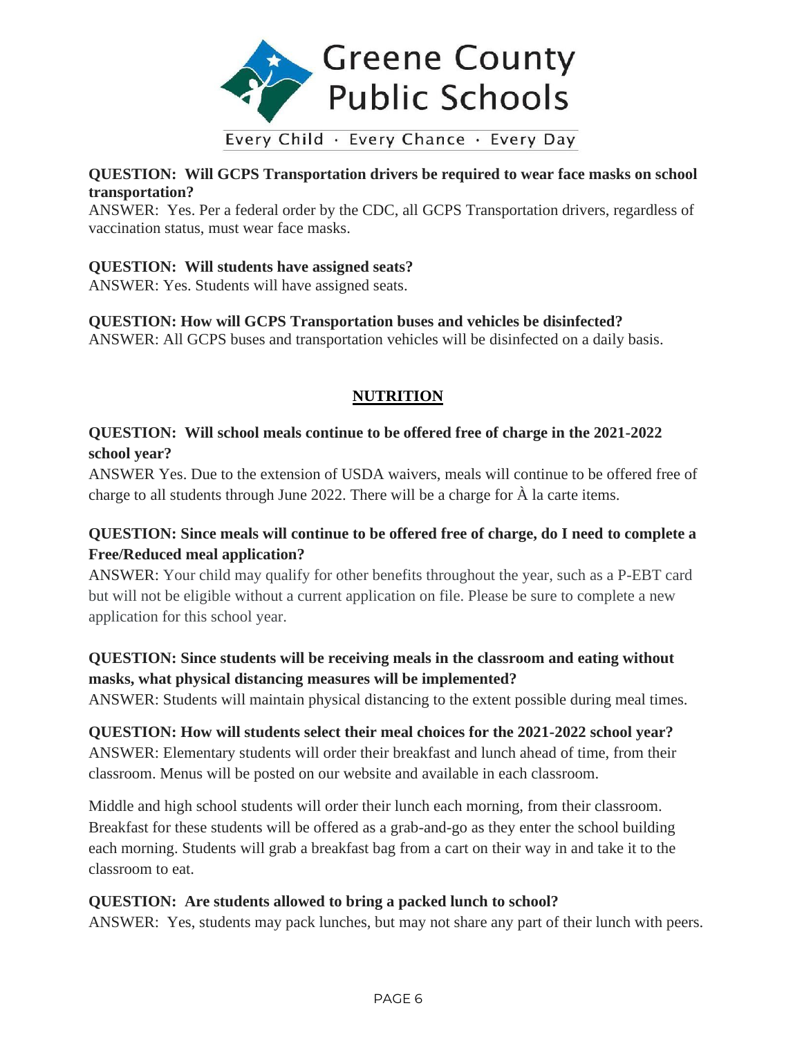Greene County Public Schools

Every Child · Every Chance · Every Day

**QUESTION: Will GCPS Transportation drivers be required to wear face masks on school transportation?**
ANSWER: Yes. Per a federal order by the CDC, all GCPS Transportation drivers, regardless of vaccination status, must wear face masks.

**QUESTION: Will students have assigned seats?**
ANSWER: Yes. Students will have assigned seats.

**QUESTION: How will GCPS Transportation buses and vehicles be disinfected?**
ANSWER: All GCPS buses and transportation vehicles will be disinfected on a daily basis.

## NUTRITION

**QUESTION: Will school meals continue to be offered free of charge in the 2021-2022 school year?**
ANSWER Yes. Due to the extension of USDA waivers, meals will continue to be offered free of charge to all students through June 2022. There will be a charge for À la carte items.

**QUESTION: Since meals will continue to be offered free of charge, do I need to complete a Free/Reduced meal application?**
ANSWER: Your child may qualify for other benefits throughout the year, such as a P-EBT card but will not be eligible without a current application on file. Please be sure to complete a new application for this school year.

**QUESTION: Since students will be receiving meals in the classroom and eating without masks, what physical distancing measures will be implemented?**
ANSWER: Students will maintain physical distancing to the extent possible during meal times.

**QUESTION: How will students select their meal choices for the 2021-2022 school year?**
ANSWER: Elementary students will order their breakfast and lunch ahead of time, from their classroom. Menus will be posted on our website and available in each classroom.

Middle and high school students will order their lunch each morning, from their classroom. Breakfast for these students will be offered as a grab-and-go as they enter the school building each morning. Students will grab a breakfast bag from a cart on their way in and take it to the classroom to eat.

**QUESTION: Are students allowed to bring a packed lunch to school?**
ANSWER: Yes, students may pack lunches, but may not share any part of their lunch with peers.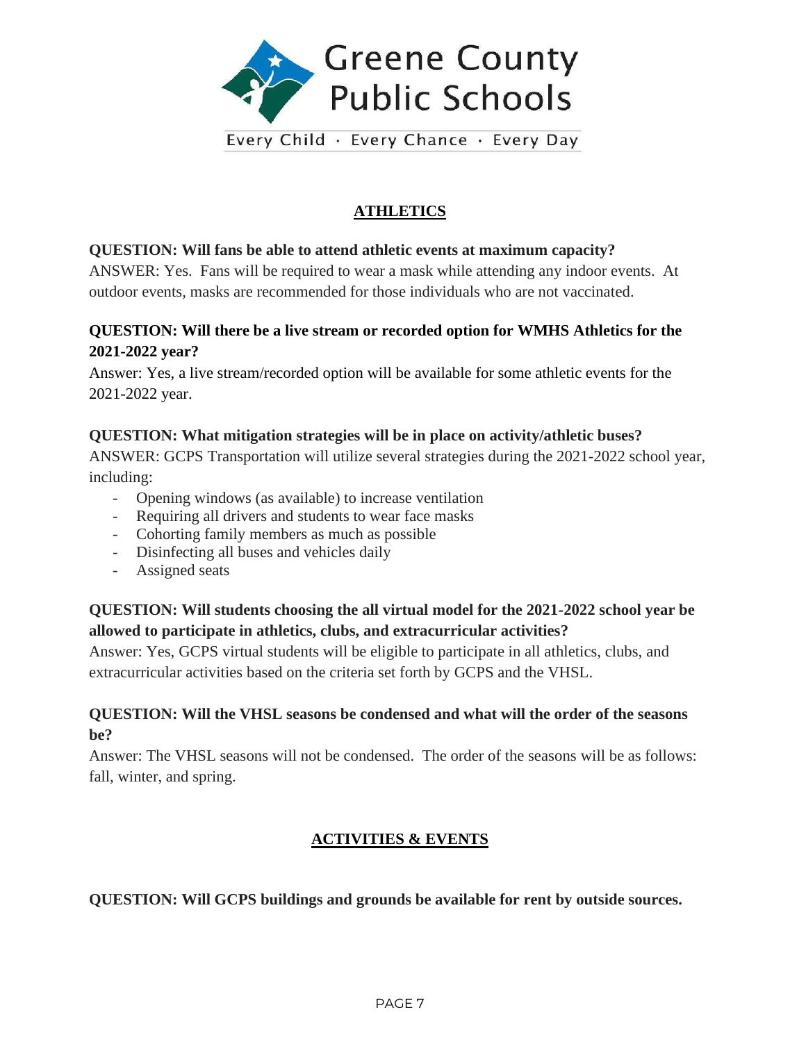## ATHLETICS

**QUESTION: Will fans be able to attend athletic events at maximum capacity?**
ANSWER: Yes. Fans will be required to wear a mask while attending any indoor events. At outdoor events, masks are recommended for those individuals who are not vaccinated.

**QUESTION: Will there be a live stream or recorded option for WMHS Athletics for the 2021-2022 year?**
Answer: Yes, a live stream/recorded option will be available for some athletic events for the 2021-2022 year.

**QUESTION: What mitigation strategies will be in place on activity/athletic buses?**
ANSWER: GCPS Transportation will utilize several strategies during the 2021-2022 school year, including:

- Opening windows (as available) to increase ventilation
- Requiring all drivers and students to wear face masks
- Cohorting family members as much as possible
- Disinfecting all buses and vehicles daily
- Assigned seats

**QUESTION: Will students choosing the all virtual model for the 2021-2022 school year be allowed to participate in athletics, clubs, and extracurricular activities?**
Answer: Yes, GCPS virtual students will be eligible to participate in all athletics, clubs, and extracurricular activities based on the criteria set forth by GCPS and the VHSL.

**QUESTION: Will the VHSL seasons be condensed and what will the order of the seasons be?**
Answer: The VHSL seasons will not be condensed. The order of the seasons will be as follows: fall, winter, and spring.

## ACTIVITIES & EVENTS

**QUESTION: Will GCPS buildings and grounds be available for rent by outside sources.**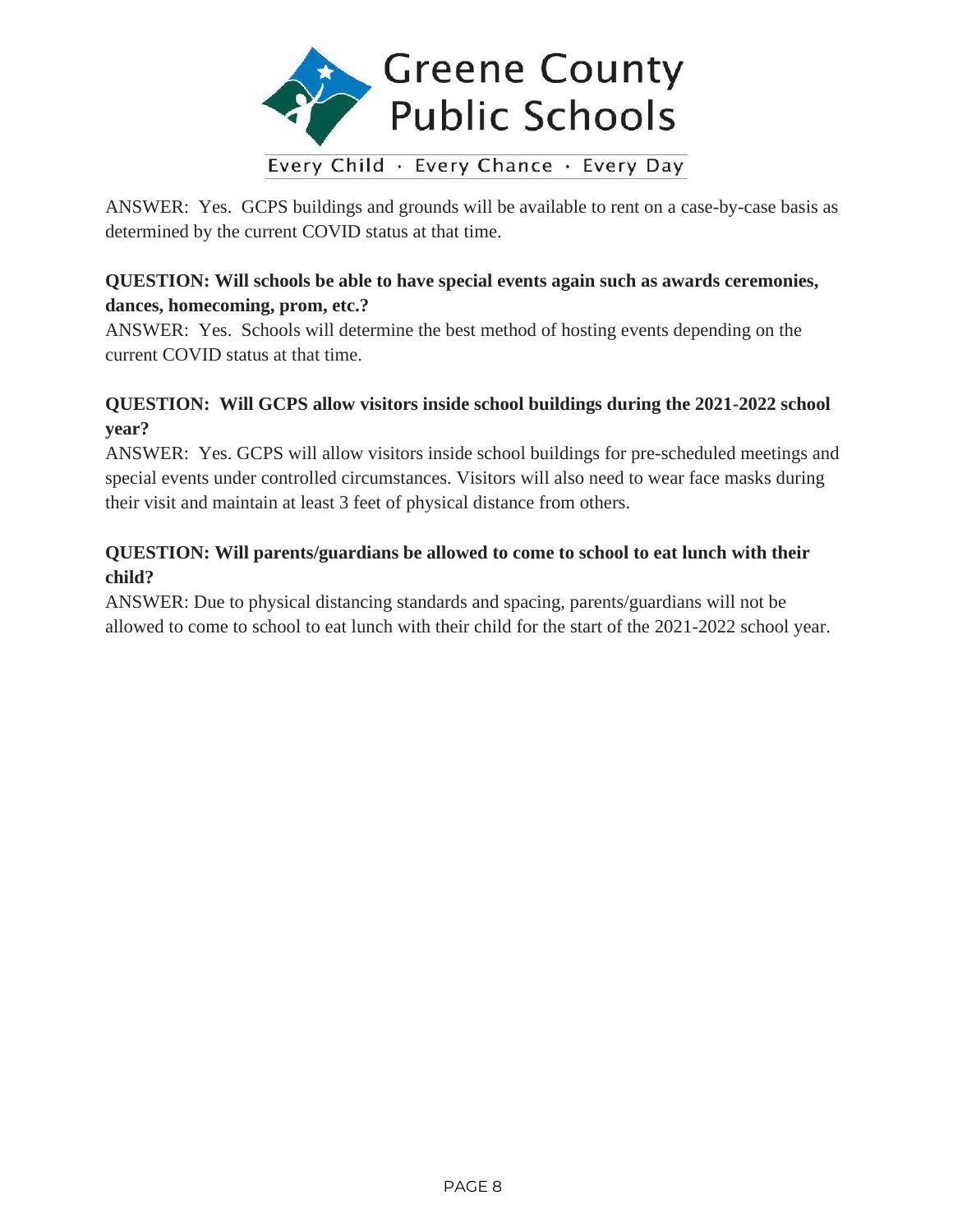ANSWER:  Yes.  GCPS buildings and grounds will be available to rent on a case-by-case basis as determined by the current COVID status at that time.

**QUESTION: Will schools be able to have special events again such as awards ceremonies, dances, homecoming, prom, etc.?**

ANSWER:  Yes.  Schools will determine the best method of hosting events depending on the current COVID status at that time.

**QUESTION:  Will GCPS allow visitors inside school buildings during the 2021-2022 school year?**

ANSWER:  Yes. GCPS will allow visitors inside school buildings for pre-scheduled meetings and special events under controlled circumstances. Visitors will also need to wear face masks during their visit and maintain at least 3 feet of physical distance from others.

**QUESTION: Will parents/guardians be allowed to come to school to eat lunch with their child?**

ANSWER: Due to physical distancing standards and spacing, parents/guardians will not be allowed to come to school to eat lunch with their child for the start of the 2021-2022 school year.